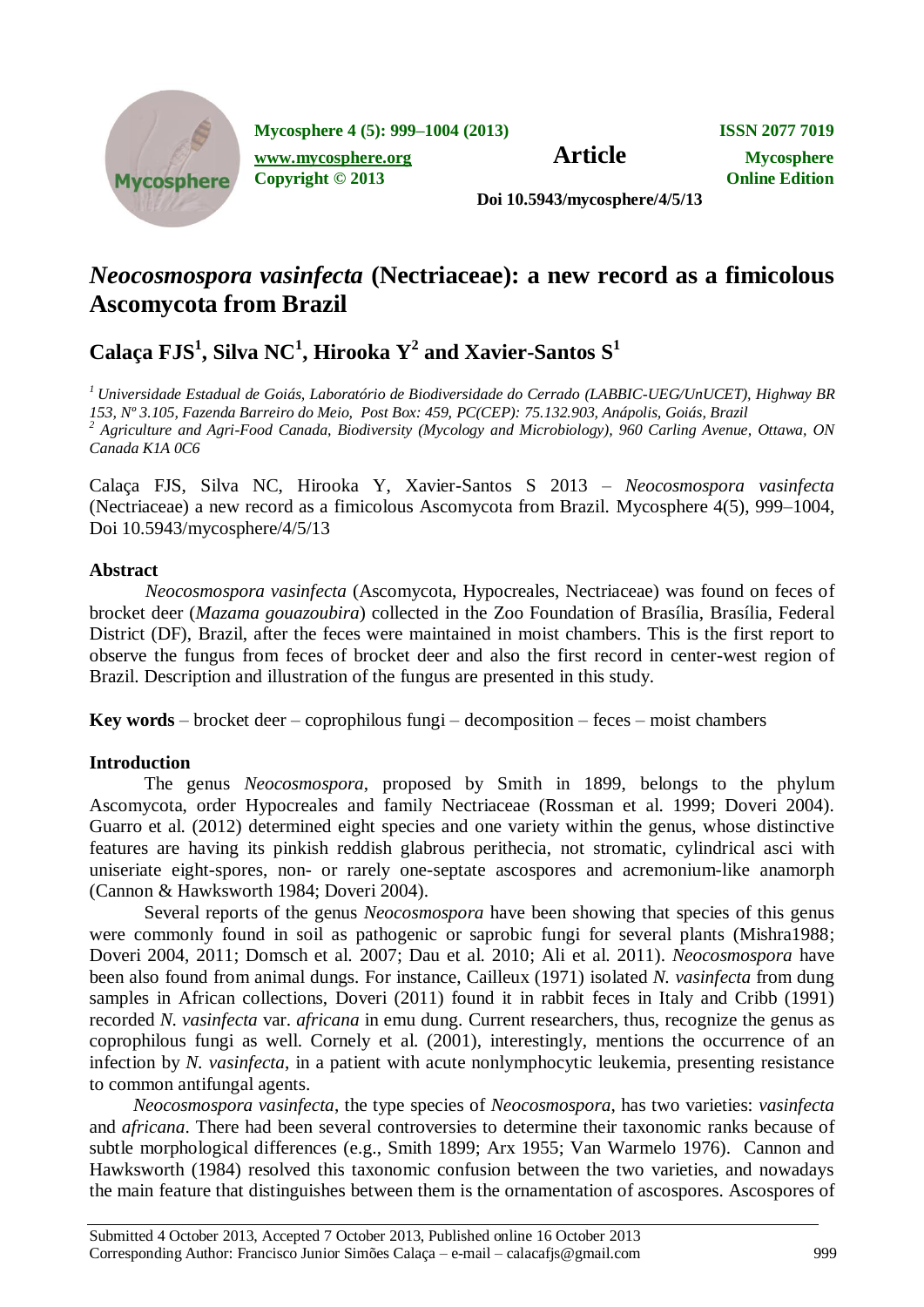# *Neocosmospora vasinfecta* (Nectriaceae): a new record as a fimicolous Ascomycota from Brazil

## Calaça FJS[1], Silva NC[1], Hirooka Y[2] and Xavier-Santos S[1]

[1] *Universidade Estadual de Goiás, Laboratório de Biodiversidade do Cerrado (LABBIC-UEG/UnUCET), Highway BR 153, Nº 3.105, Fazenda Barreiro do Meio, Post Box: 459, PC(CEP): 75.132.903, Anápolis, Goiás, Brazil*
[2] *Agriculture and Agri-Food Canada, Biodiversity (Mycology and Microbiology), 960 Carling Avenue, Ottawa, ON Canada K1A 0C6*

Calaça FJS, Silva NC, Hirooka Y, Xavier-Santos S 2013 – *Neocosmospora vasinfecta* (Nectriaceae) a new record as a fimicolous Ascomycota from Brazil. Mycosphere 4(5), 999–1004, Doi 10.5943/mycosphere/4/5/13

### Abstract

*Neocosmospora vasinfecta* (Ascomycota, Hypocreales, Nectriaceae) was found on feces of brocket deer (*Mazama gouazoubira*) collected in the Zoo Foundation of Brasília, Brasília, Federal District (DF), Brazil, after the feces were maintained in moist chambers. This is the first report to observe the fungus from feces of brocket deer and also the first record in center-west region of Brazil. Description and illustration of the fungus are presented in this study.

**Key words** – brocket deer – coprophilous fungi – decomposition – feces – moist chambers

### Introduction

The genus *Neocosmospora*, proposed by Smith in 1899, belongs to the phylum Ascomycota, order Hypocreales and family Nectriaceae (Rossman et al. 1999; Doveri 2004). Guarro et al. (2012) determined eight species and one variety within the genus, whose distinctive features are having its pinkish reddish glabrous perithecia, not stromatic, cylindrical asci with uniseriate eight-spores, non- or rarely one-septate ascospores and acremonium-like anamorph (Cannon & Hawksworth 1984; Doveri 2004).

Several reports of the genus *Neocosmospora* have been showing that species of this genus were commonly found in soil as pathogenic or saprobic fungi for several plants (Mishra1988; Doveri 2004, 2011; Domsch et al. 2007; Dau et al. 2010; Ali et al. 2011). *Neocosmospora* have been also found from animal dungs. For instance, Cailleux (1971) isolated *N. vasinfecta* from dung samples in African collections, Doveri (2011) found it in rabbit feces in Italy and Cribb (1991) recorded *N. vasinfecta* var. *africana* in emu dung. Current researchers, thus, recognize the genus as coprophilous fungi as well. Cornely et al. (2001), interestingly, mentions the occurrence of an infection by *N. vasinfecta*, in a patient with acute nonlymphocytic leukemia, presenting resistance to common antifungal agents.

*Neocosmospora vasinfecta*, the type species of *Neocosmospora*, has two varieties: *vasinfecta* and *africana*. There had been several controversies to determine their taxonomic ranks because of subtle morphological differences (e.g., Smith 1899; Arx 1955; Van Warmelo 1976). Cannon and Hawksworth (1984) resolved this taxonomic confusion between the two varieties, and nowadays the main feature that distinguishes between them is the ornamentation of ascospores. Ascospores of

Submitted 4 October 2013, Accepted 7 October 2013, Published online 16 October 2013
Corresponding Author: Francisco Junior Simões Calaça – e-mail – calacafjs@gmail.com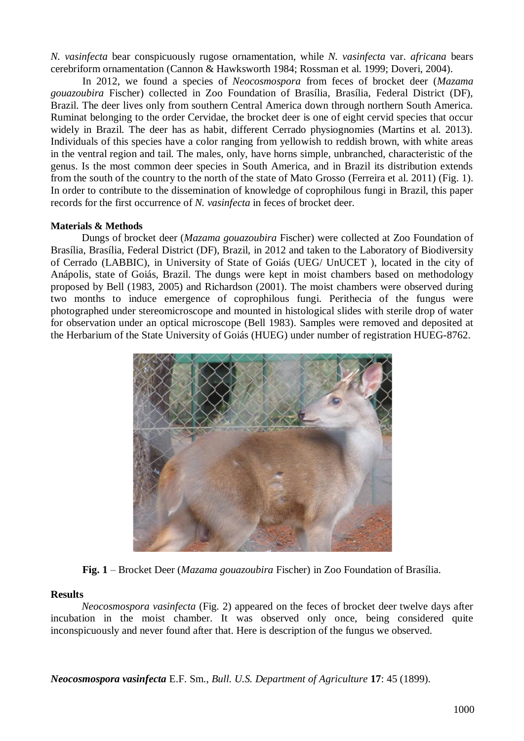*N. vasinfecta* bear conspicuously rugose ornamentation, while *N. vasinfecta* var. *africana* bears cerebriform ornamentation (Cannon & Hawksworth 1984; Rossman et al. 1999; Doveri, 2004).

In 2012, we found a species of *Neocosmospora* from feces of brocket deer (*Mazama gouazoubira* Fischer) collected in Zoo Foundation of Brasília, Brasília, Federal District (DF), Brazil. The deer lives only from southern Central America down through northern South America. Ruminat belonging to the order Cervidae, the brocket deer is one of eight cervid species that occur widely in Brazil. The deer has as habit, different Cerrado physiognomies (Martins et al. 2013). Individuals of this species have a color ranging from yellowish to reddish brown, with white areas in the ventral region and tail. The males, only, have horns simple, unbranched, characteristic of the genus. Is the most common deer species in South America, and in Brazil its distribution extends from the south of the country to the north of the state of Mato Grosso (Ferreira et al. 2011) (Fig. 1). In order to contribute to the dissemination of knowledge of coprophilous fungi in Brazil, this paper records for the first occurrence of *N. vasinfecta* in feces of brocket deer.

**Materials & Methods**

Dungs of brocket deer (*Mazama gouazoubira* Fischer) were collected at Zoo Foundation of Brasília, Brasília, Federal District (DF), Brazil, in 2012 and taken to the Laboratory of Biodiversity of Cerrado (LABBIC), in University of State of Goiás (UEG/ UnUCET ), located in the city of Anápolis, state of Goiás, Brazil. The dungs were kept in moist chambers based on methodology proposed by Bell (1983, 2005) and Richardson (2001). The moist chambers were observed during two months to induce emergence of coprophilous fungi. Perithecia of the fungus were photographed under stereomicroscope and mounted in histological slides with sterile drop of water for observation under an optical microscope (Bell 1983). Samples were removed and deposited at the Herbarium of the State University of Goiás (HUEG) under number of registration HUEG-8762.

**Fig. 1** – Brocket Deer (*Mazama gouazoubira* Fischer) in Zoo Foundation of Brasília.

**Results**

*Neocosmospora vasinfecta* (Fig. 2) appeared on the feces of brocket deer twelve days after incubation in the moist chamber. It was observed only once, being considered quite inconspicuously and never found after that. Here is description of the fungus we observed.

***Neocosmospora vasinfecta*** E.F. Sm., *Bull. U.S. Department of Agriculture* **17**: 45 (1899).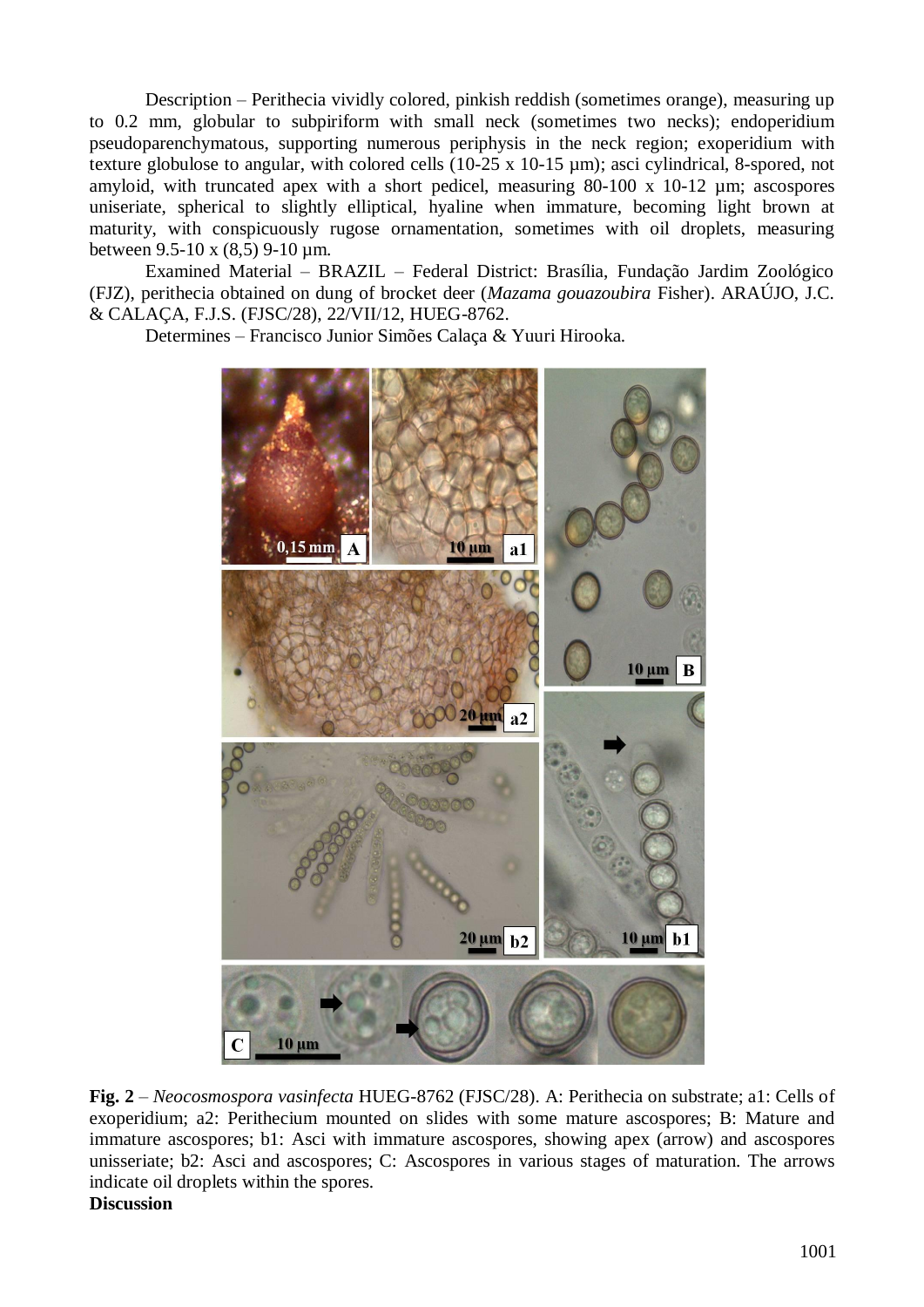Description – Perithecia vividly colored, pinkish reddish (sometimes orange), measuring up to 0.2 mm, globular to subpiriform with small neck (sometimes two necks); endoperidium pseudoparenchymatous, supporting numerous periphysis in the neck region; exoperidium with texture globulose to angular, with colored cells (10-25 x 10-15 µm); asci cylindrical, 8-spored, not amyloid, with truncated apex with a short pedicel, measuring 80-100 x 10-12 µm; ascospores uniseriate, spherical to slightly elliptical, hyaline when immature, becoming light brown at maturity, with conspicuously rugose ornamentation, sometimes with oil droplets, measuring between 9.5-10 x (8,5) 9-10 µm.

Examined Material – BRAZIL – Federal District: Brasília, Fundação Jardim Zoológico (FJZ), perithecia obtained on dung of brocket deer (*Mazama gouazoubira* Fisher). ARAÚJO, J.C. & CALAÇA, F.J.S. (FJSC/28), 22/VII/12, HUEG-8762.

Determines – Francisco Junior Simões Calaça & Yuuri Hirooka.

**Fig. 2** – *Neocosmospora vasinfecta* HUEG-8762 (FJSC/28). A: Perithecia on substrate; a1: Cells of exoperidium; a2: Perithecium mounted on slides with some mature ascospores; B: Mature and immature ascospores; b1: Asci with immature ascospores, showing apex (arrow) and ascospores unisseriate; b2: Asci and ascospores; C: Ascospores in various stages of maturation. The arrows indicate oil droplets within the spores.

**Discussion**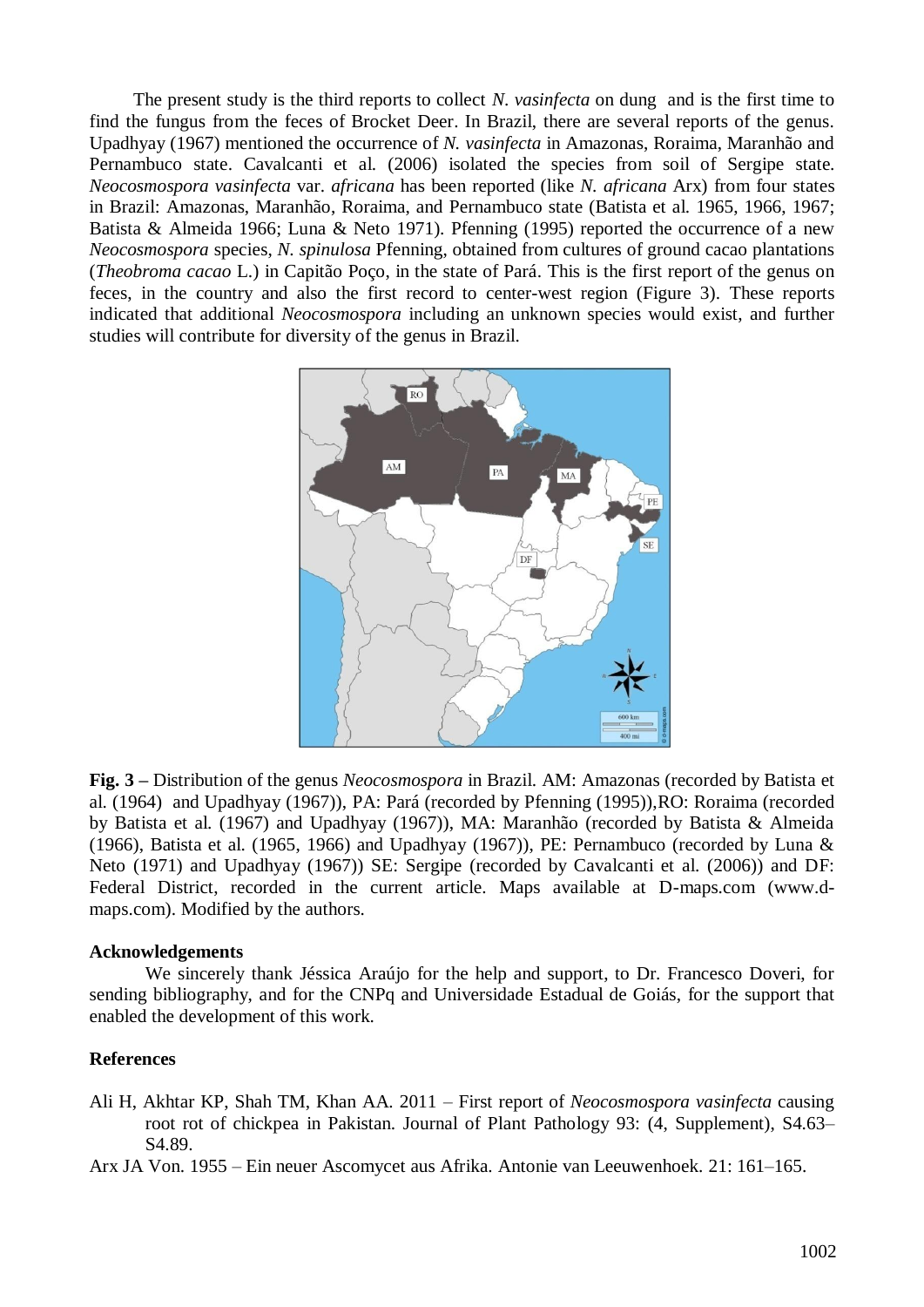The present study is the third reports to collect *N. vasinfecta* on dung and is the first time to find the fungus from the feces of Brocket Deer. In Brazil, there are several reports of the genus. Upadhyay (1967) mentioned the occurrence of *N. vasinfecta* in Amazonas, Roraima, Maranhão and Pernambuco state. Cavalcanti et al. (2006) isolated the species from soil of Sergipe state. *Neocosmospora vasinfecta* var. *africana* has been reported (like *N. africana* Arx) from four states in Brazil: Amazonas, Maranhão, Roraima, and Pernambuco state (Batista et al. 1965, 1966, 1967; Batista & Almeida 1966; Luna & Neto 1971). Pfenning (1995) reported the occurrence of a new *Neocosmospora* species, *N. spinulosa* Pfenning, obtained from cultures of ground cacao plantations (*Theobroma cacao* L.) in Capitão Poço, in the state of Pará. This is the first report of the genus on feces, in the country and also the first record to center-west region (Figure 3). These reports indicated that additional *Neocosmospora* including an unknown species would exist, and further studies will contribute for diversity of the genus in Brazil.

**Fig. 3 –** Distribution of the genus *Neocosmospora* in Brazil. AM: Amazonas (recorded by Batista et al. (1964) and Upadhyay (1967)), PA: Pará (recorded by Pfenning (1995)),RO: Roraima (recorded by Batista et al. (1967) and Upadhyay (1967)), MA: Maranhão (recorded by Batista & Almeida (1966), Batista et al. (1965, 1966) and Upadhyay (1967)), PE: Pernambuco (recorded by Luna & Neto (1971) and Upadhyay (1967)) SE: Sergipe (recorded by Cavalcanti et al. (2006)) and DF: Federal District, recorded in the current article. Maps available at D-maps.com (www.d-maps.com). Modified by the authors.

## Acknowledgements

We sincerely thank Jéssica Araújo for the help and support, to Dr. Francesco Doveri, for sending bibliography, and for the CNPq and Universidade Estadual de Goiás, for the support that enabled the development of this work.

## References

Ali H, Akhtar KP, Shah TM, Khan AA. 2011 – First report of *Neocosmospora vasinfecta* causing root rot of chickpea in Pakistan. Journal of Plant Pathology 93: (4, Supplement), S4.63–S4.89.

Arx JA Von. 1955 – Ein neuer Ascomycet aus Afrika. Antonie van Leeuwenhoek. 21: 161–165.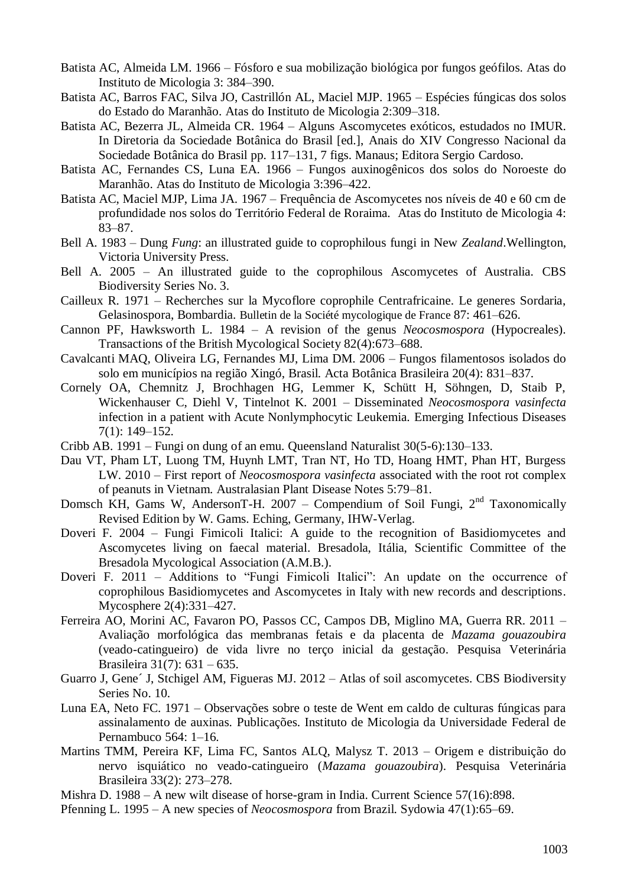Batista AC, Almeida LM. 1966 – Fósforo e sua mobilização biológica por fungos geófilos. Atas do Instituto de Micologia 3: 384–390.

Batista AC, Barros FAC, Silva JO, Castrillón AL, Maciel MJP. 1965 – Espécies fúngicas dos solos do Estado do Maranhão. Atas do Instituto de Micologia 2:309–318.

Batista AC, Bezerra JL, Almeida CR. 1964 – Alguns Ascomycetes exóticos, estudados no IMUR. In Diretoria da Sociedade Botânica do Brasil [ed.], Anais do XIV Congresso Nacional da Sociedade Botânica do Brasil pp. 117–131, 7 figs. Manaus; Editora Sergio Cardoso.

Batista AC, Fernandes CS, Luna EA. 1966 – Fungos auxinogênicos dos solos do Noroeste do Maranhão. Atas do Instituto de Micologia 3:396–422.

Batista AC, Maciel MJP, Lima JA. 1967 – Frequência de Ascomycetes nos níveis de 40 e 60 cm de profundidade nos solos do Território Federal de Roraima. Atas do Instituto de Micologia 4: 83–87.

Bell A. 1983 – Dung *Fung*: an illustrated guide to coprophilous fungi in New *Zealand*.Wellington, Victoria University Press.

Bell A. 2005 – An illustrated guide to the coprophilous Ascomycetes of Australia. CBS Biodiversity Series No. 3.

Cailleux R. 1971 – Recherches sur la Mycoflore coprophile Centrafricaine. Le generes Sordaria, Gelasinospora, Bombardia. Bulletin de la Société mycologique de France 87: 461–626.

Cannon PF, Hawksworth L. 1984 – A revision of the genus *Neocosmospora* (Hypocreales). Transactions of the British Mycological Society 82(4):673–688.

Cavalcanti MAQ, Oliveira LG, Fernandes MJ, Lima DM. 2006 – Fungos filamentosos isolados do solo em municípios na região Xingó, Brasil. Acta Botânica Brasileira 20(4): 831–837.

Cornely OA, Chemnitz J, Brochhagen HG, Lemmer K, Schütt H, Söhngen, D, Staib P, Wickenhauser C, Diehl V, Tintelnot K. 2001 – Disseminated *Neocosmospora vasinfecta* infection in a patient with Acute Nonlymphocytic Leukemia. Emerging Infectious Diseases 7(1): 149–152.

Cribb AB. 1991 – Fungi on dung of an emu. Queensland Naturalist 30(5-6):130–133.

Dau VT, Pham LT, Luong TM, Huynh LMT, Tran NT, Ho TD, Hoang HMT, Phan HT, Burgess LW. 2010 – First report of *Neocosmospora vasinfecta* associated with the root rot complex of peanuts in Vietnam. Australasian Plant Disease Notes 5:79–81.

Domsch KH, Gams W, AndersonT-H. 2007 – Compendium of Soil Fungi, 2nd Taxonomically Revised Edition by W. Gams. Eching, Germany, IHW-Verlag.

Doveri F. 2004 – Fungi Fimicoli Italici: A guide to the recognition of Basidiomycetes and Ascomycetes living on faecal material. Bresadola, Itália, Scientific Committee of the Bresadola Mycological Association (A.M.B.).

Doveri F. 2011 – Additions to "Fungi Fimicoli Italici": An update on the occurrence of coprophilous Basidiomycetes and Ascomycetes in Italy with new records and descriptions. Mycosphere 2(4):331–427.

Ferreira AO, Morini AC, Favaron PO, Passos CC, Campos DB, Miglino MA, Guerra RR. 2011 – Avaliação morfológica das membranas fetais e da placenta de *Mazama gouazoubira* (veado-catingueiro) de vida livre no terço inicial da gestação. Pesquisa Veterinária Brasileira 31(7): 631 – 635.

Guarro J, Gene´ J, Stchigel AM, Figueras MJ. 2012 – Atlas of soil ascomycetes. CBS Biodiversity Series No. 10.

Luna EA, Neto FC. 1971 – Observações sobre o teste de Went em caldo de culturas fúngicas para assinalamento de auxinas. Publicações. Instituto de Micologia da Universidade Federal de Pernambuco 564: 1–16.

Martins TMM, Pereira KF, Lima FC, Santos ALQ, Malysz T. 2013 – Origem e distribuição do nervo isquiático no veado-catingueiro (*Mazama gouazoubira*). Pesquisa Veterinária Brasileira 33(2): 273–278.

Mishra D. 1988 – A new wilt disease of horse-gram in India. Current Science 57(16):898.

Pfenning L. 1995 – A new species of *Neocosmospora* from Brazil. Sydowia 47(1):65–69.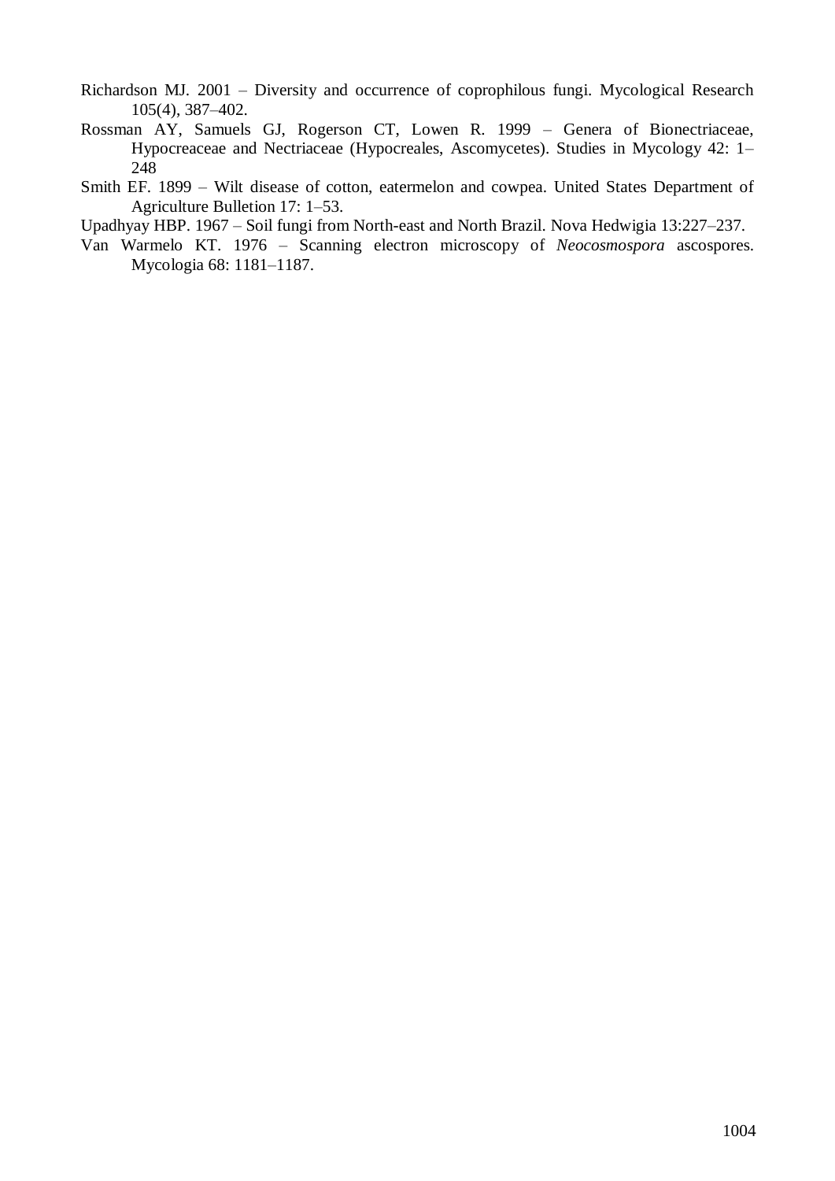Richardson MJ. 2001 – Diversity and occurrence of coprophilous fungi. Mycological Research 105(4), 387–402.

Rossman AY, Samuels GJ, Rogerson CT, Lowen R. 1999 – Genera of Bionectriaceae, Hypocreaceae and Nectriaceae (Hypocreales, Ascomycetes). Studies in Mycology 42: 1–248

Smith EF. 1899 – Wilt disease of cotton, eatermelon and cowpea. United States Department of Agriculture Bulletion 17: 1–53.

Upadhyay HBP. 1967 – Soil fungi from North-east and North Brazil. Nova Hedwigia 13:227–237.

Van Warmelo KT. 1976 – Scanning electron microscopy of *Neocosmospora* ascospores. Mycologia 68: 1181–1187.